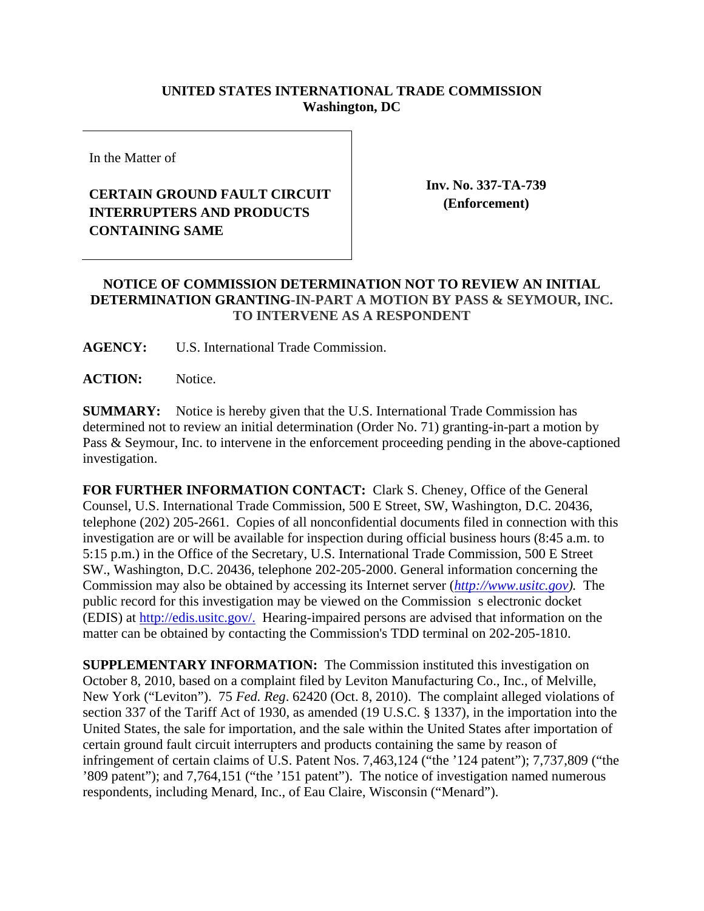**UNITED STATES INTERNATIONAL TRADE COMMISSION**
**Washington, DC**

| In the Matter of **CERTAIN GROUND FAULT CIRCUIT INTERRUPTERS AND PRODUCTS CONTAINING SAME** | **Inv. No. 337-TA-739 (Enforcement)** |
|---|---|

**NOTICE OF COMMISSION DETERMINATION NOT TO REVIEW AN INITIAL DETERMINATION GRANTING-IN-PART A MOTION BY PASS & SEYMOUR, INC. TO INTERVENE AS A RESPONDENT**

**AGENCY:** U.S. International Trade Commission.

**ACTION:** Notice.

**SUMMARY:** Notice is hereby given that the U.S. International Trade Commission has determined not to review an initial determination (Order No. 71) granting-in-part a motion by Pass & Seymour, Inc. to intervene in the enforcement proceeding pending in the above-captioned investigation.

**FOR FURTHER INFORMATION CONTACT:** Clark S. Cheney, Office of the General Counsel, U.S. International Trade Commission, 500 E Street, SW, Washington, D.C. 20436, telephone (202) 205-2661. Copies of all nonconfidential documents filed in connection with this investigation are or will be available for inspection during official business hours (8:45 a.m. to 5:15 p.m.) in the Office of the Secretary, U.S. International Trade Commission, 500 E Street SW., Washington, D.C. 20436, telephone 202-205-2000. General information concerning the Commission may also be obtained by accessing its Internet server (*http://www.usitc.gov*). The public record for this investigation may be viewed on the Commission s electronic docket (EDIS) at http://edis.usitc.gov/. Hearing-impaired persons are advised that information on the matter can be obtained by contacting the Commission's TDD terminal on 202-205-1810.

**SUPPLEMENTARY INFORMATION:** The Commission instituted this investigation on October 8, 2010, based on a complaint filed by Leviton Manufacturing Co., Inc., of Melville, New York ("Leviton"). 75 *Fed. Reg*. 62420 (Oct. 8, 2010). The complaint alleged violations of section 337 of the Tariff Act of 1930, as amended (19 U.S.C. § 1337), in the importation into the United States, the sale for importation, and the sale within the United States after importation of certain ground fault circuit interrupters and products containing the same by reason of infringement of certain claims of U.S. Patent Nos. 7,463,124 ("the '124 patent"); 7,737,809 ("the '809 patent"); and 7,764,151 ("the '151 patent"). The notice of investigation named numerous respondents, including Menard, Inc., of Eau Claire, Wisconsin ("Menard").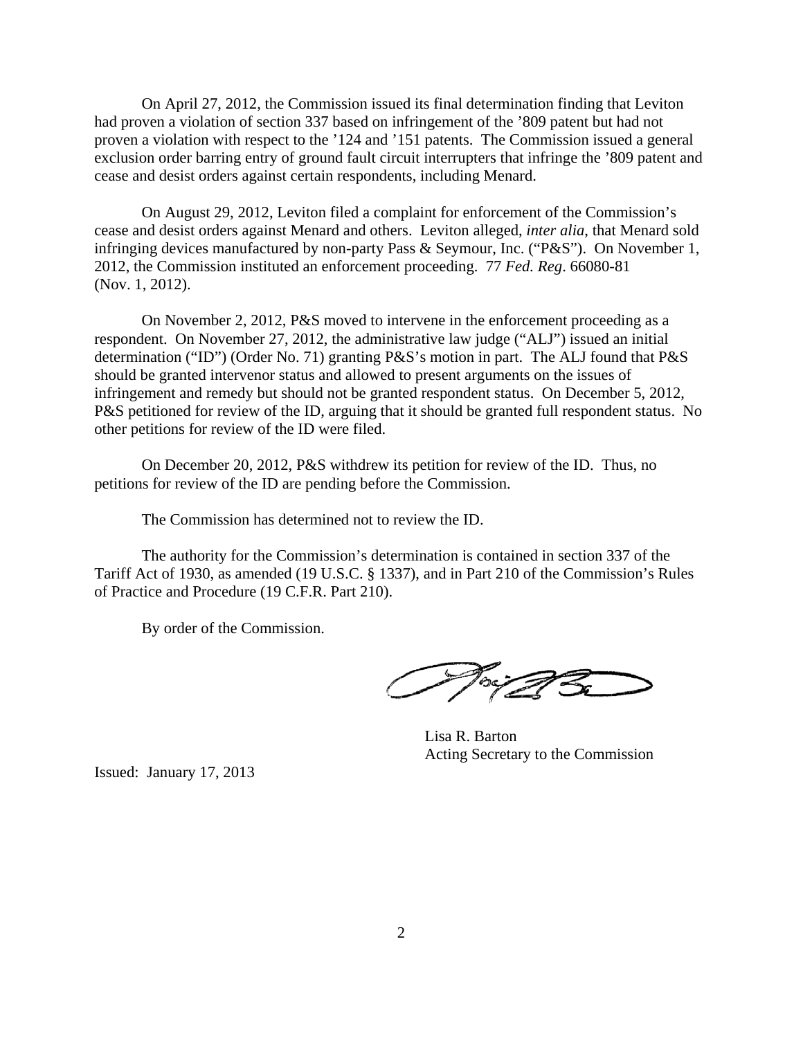On April 27, 2012, the Commission issued its final determination finding that Leviton had proven a violation of section 337 based on infringement of the '809 patent but had not proven a violation with respect to the '124 and '151 patents. The Commission issued a general exclusion order barring entry of ground fault circuit interrupters that infringe the '809 patent and cease and desist orders against certain respondents, including Menard.

On August 29, 2012, Leviton filed a complaint for enforcement of the Commission's cease and desist orders against Menard and others. Leviton alleged, *inter alia*, that Menard sold infringing devices manufactured by non-party Pass & Seymour, Inc. ("P&S"). On November 1, 2012, the Commission instituted an enforcement proceeding. 77 *Fed. Reg*. 66080-81 (Nov. 1, 2012).

On November 2, 2012, P&S moved to intervene in the enforcement proceeding as a respondent. On November 27, 2012, the administrative law judge ("ALJ") issued an initial determination ("ID") (Order No. 71) granting P&S's motion in part. The ALJ found that P&S should be granted intervenor status and allowed to present arguments on the issues of infringement and remedy but should not be granted respondent status. On December 5, 2012, P&S petitioned for review of the ID, arguing that it should be granted full respondent status. No other petitions for review of the ID were filed.

On December 20, 2012, P&S withdrew its petition for review of the ID. Thus, no petitions for review of the ID are pending before the Commission.

The Commission has determined not to review the ID.

The authority for the Commission's determination is contained in section 337 of the Tariff Act of 1930, as amended (19 U.S.C. § 1337), and in Part 210 of the Commission's Rules of Practice and Procedure (19 C.F.R. Part 210).

By order of the Commission.

Lisa R. Barton
Acting Secretary to the Commission

Issued: January 17, 2013